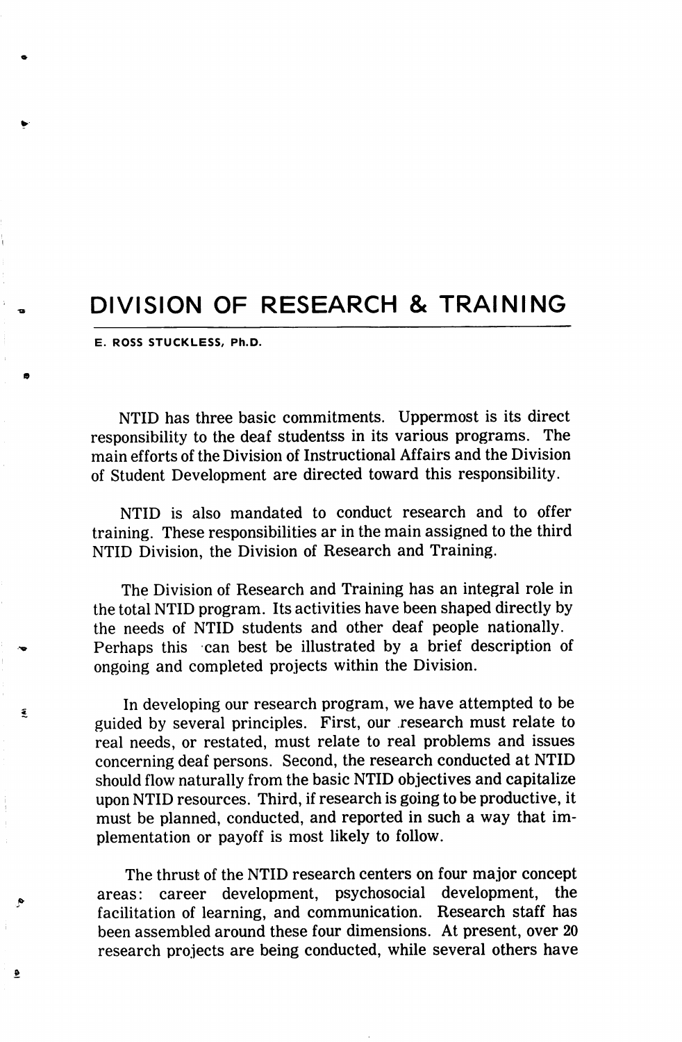# DIVISION OF RESEARCH & TRAINING

E. ROSS STUCKLESS, Ph.D.

NTID has three basic commitments. Uppermost is its direct responsibility to the deaf studentss in its various programs. The main efforts of the Division of Instructional Affairs and the Division of Student Development are directed toward this responsibility.

NTID is also mandated to conduct research and to offer training. These responsibilities ar in the main assigned to the third NTID Division, the Division of Research and Training.

The Division of Research and Training has an integral role in the total NTID program. Its activities have been shaped directly by the needs of NTID students and other deaf people nationally. Perhaps this can best be illustrated by a brief description of ongoing and completed projects within the Division.

In developing our research program, we have attempted to be guided by several principles. First, our research must relate to real needs, or restated, must relate to real problems and issues concerning deaf persons. Second, the research conducted at NTID should flow naturally from the basic NTID objectives and capitalize upon NTID resources. Third, if research is going to be productive, it must be planned, conducted, and reported in such a way that implementation or payoff is most likely to follow.

The thrust of the NTID research centers on four major concept areas: career development, psychosocial development, the facilitation of learning, and communication. Research staff has been assembled around these four dimensions. At present, over 20 research projects are being conducted, while several others have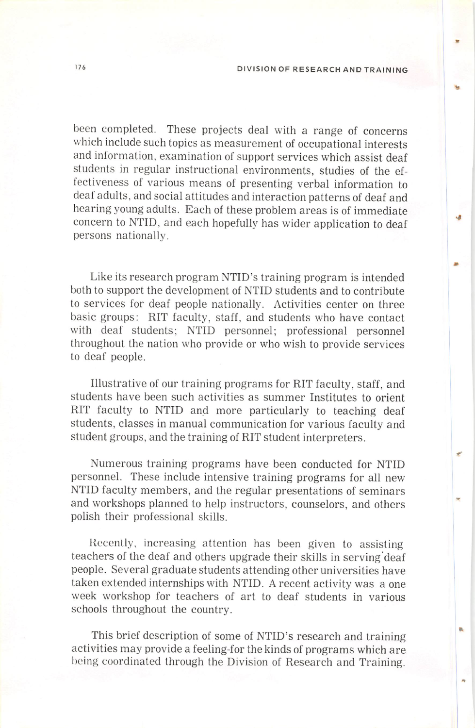been completed. These projects deal with a range of concerns which include such topics as measurement of occupational interests and information, examination of support services which assist deaf students in regular instructional environments, studies of the effectiveness of various means of presenting verbal information to deaf adults, and social attitudes and interaction patterns of deaf and hearing young adults. Each of these problem areas is of immediate concern to NTID, and each hopefully has wider application to deaf persons nationally.

Like its research program NTID's training program is intended both to support the development of NTID students and to contribute to services for deaf people nationally. Activities center on three basic groups: RIT faculty, staff, and students who have contact with deaf students; NTID personnel; professional personnel throughout the nation who provide or who wish to provide services to deaf people.

Illustrative of our training programs for RIT faculty, staff, and students have been such activities as summer Institutes to orient RIT faculty to NTID and more particularly to teaching deaf students, classes in manual communication for various faculty and student groups, and the training of RIT student interpreters.

Numerous training programs have been conducted for NTID personnel. These include intensive training programs for all new NTID faculty members, and the regular presentations of seminars and workshops planned to help instructors, counselors, and others polish their professional skills.

Recently, increasing attention has been given to assisting teachers of the deaf and others upgrade their skills in serving deaf people. Several graduate students attending other universities have taken extended internships with NTID. A recent activity was a one week workshop for teachers of art to deaf students in various schools throughout the country.

This brief description of some of NTID's research and training activities may provide a feeling-for the kinds of programs which are being coordinated through the Division of Research and Training.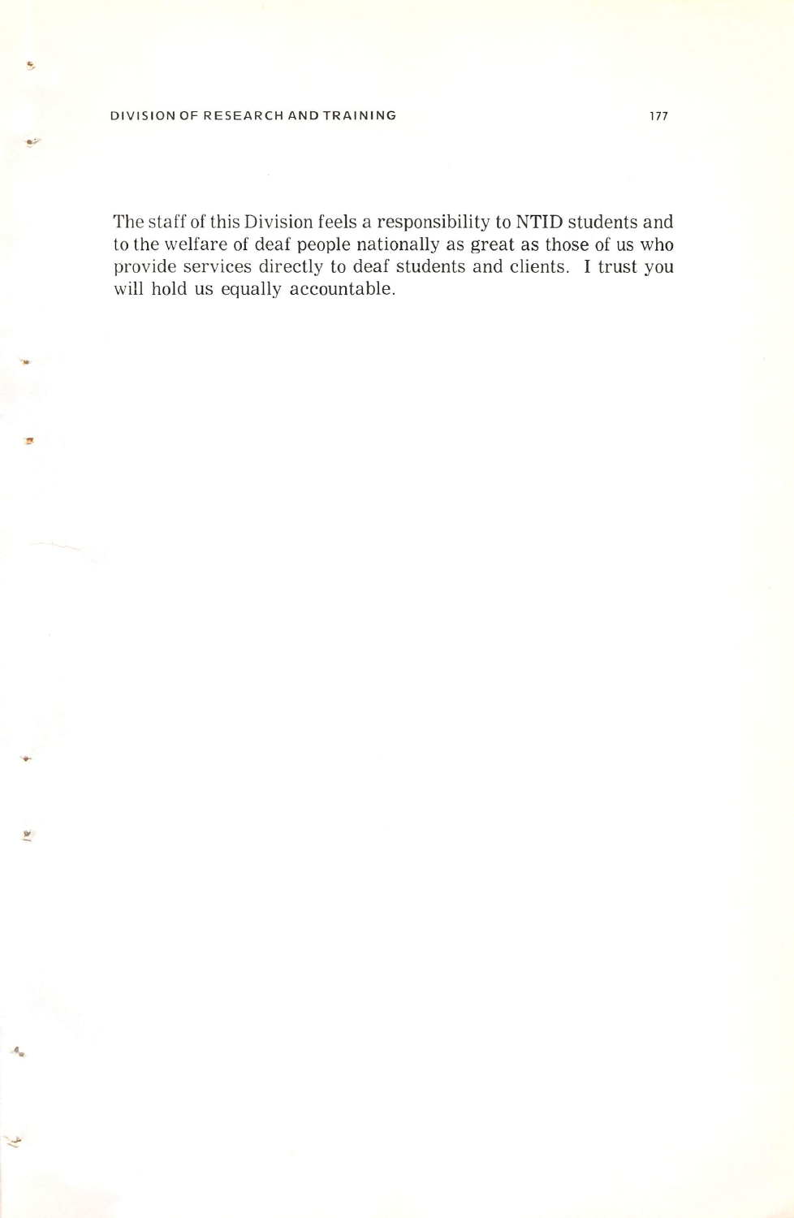The staff of this Division feels a responsibility to NTID students and to the welfare of deaf people nationally as great as those of us who provide services directly to deaf students and clients. I trust you will hold us equally accountable.